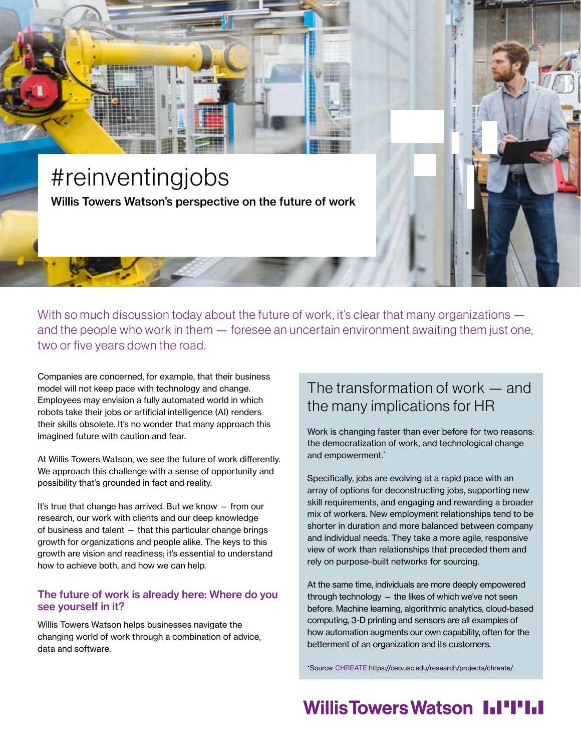# #reinventingjobs

**Willis Towers Watson's perspective on the future of work**

With so much discussion today about the future of work, it's clear that many organizations — and the people who work in them — foresee an uncertain environment awaiting them just one, two or five years down the road.

Companies are concerned, for example, that their business model will not keep pace with technology and change. Employees may envision a fully automated world in which robots take their jobs or artificial intelligence (AI) renders their skills obsolete. It's no wonder that many approach this imagined future with caution and fear.

At Willis Towers Watson, we see the future of work differently. We approach this challenge with a sense of opportunity and possibility that's grounded in fact and reality.

It's true that change has arrived. But we know – from our research, our work with clients and our deep knowledge of business and talent – that this particular change brings growth for organizations and people alike. The keys to this growth are vision and readiness; it's essential to understand how to achieve both, and how we can help.

### The future of work is already here: Where do you see yourself in it?

Willis Towers Watson helps businesses navigate the changing world of work through a combination of advice, data and software.

## The transformation of work — and the many implications for HR

Work is changing faster than ever before for two reasons: the democratization of work, and technological change and empowerment.*

Specifically, jobs are evolving at a rapid pace with an array of options for deconstructing jobs, supporting new skill requirements, and engaging and rewarding a broader mix of workers. New employment relationships tend to be shorter in duration and more balanced between company and individual needs. They take a more agile, responsive view of work than relationships that preceded them and rely on purpose-built networks for sourcing.

At the same time, individuals are more deeply empowered through technology – the likes of which we've not seen before. Machine learning, algorithmic analytics, cloud-based computing, 3-D printing and sensors are all examples of how automation augments our own capability, often for the betterment of an organization and its customers.

*Source: CHREATE https://ceo.usc.edu/research/projects/chreate/

Willis Towers Watson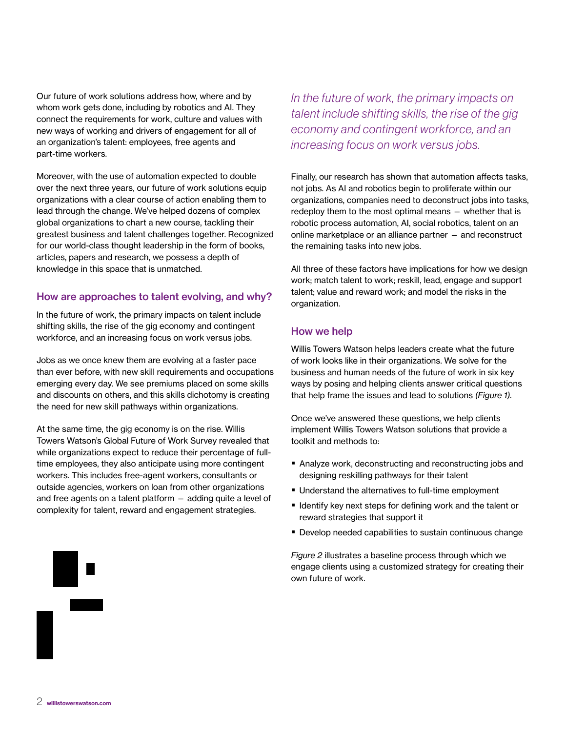Our future of work solutions address how, where and by whom work gets done, including by robotics and AI. They connect the requirements for work, culture and values with new ways of working and drivers of engagement for all of an organization's talent: employees, free agents and part-time workers.

Moreover, with the use of automation expected to double over the next three years, our future of work solutions equip organizations with a clear course of action enabling them to lead through the change. We've helped dozens of complex global organizations to chart a new course, tackling their greatest business and talent challenges together. Recognized for our world-class thought leadership in the form of books, articles, papers and research, we possess a depth of knowledge in this space that is unmatched.

## How are approaches to talent evolving, and why?

In the future of work, the primary impacts on talent include shifting skills, the rise of the gig economy and contingent workforce, and an increasing focus on work versus jobs.

Jobs as we once knew them are evolving at a faster pace than ever before, with new skill requirements and occupations emerging every day. We see premiums placed on some skills and discounts on others, and this skills dichotomy is creating the need for new skill pathways within organizations.

At the same time, the gig economy is on the rise. Willis Towers Watson's Global Future of Work Survey revealed that while organizations expect to reduce their percentage of full-time employees, they also anticipate using more contingent workers. This includes free-agent workers, consultants or outside agencies, workers on loan from other organizations and free agents on a talent platform — adding quite a level of complexity for talent, reward and engagement strategies.

*In the future of work, the primary impacts on talent include shifting skills, the rise of the gig economy and contingent workforce, and an increasing focus on work versus jobs.*

Finally, our research has shown that automation affects tasks, not jobs. As AI and robotics begin to proliferate within our organizations, companies need to deconstruct jobs into tasks, redeploy them to the most optimal means — whether that is robotic process automation, AI, social robotics, talent on an online marketplace or an alliance partner — and reconstruct the remaining tasks into new jobs.

All three of these factors have implications for how we design work; match talent to work; reskill, lead, engage and support talent; value and reward work; and model the risks in the organization.

## How we help

Willis Towers Watson helps leaders create what the future of work looks like in their organizations. We solve for the business and human needs of the future of work in six key ways by posing and helping clients answer critical questions that help frame the issues and lead to solutions *(Figure 1).*

Once we've answered these questions, we help clients implement Willis Towers Watson solutions that provide a toolkit and methods to:

- Analyze work, deconstructing and reconstructing jobs and designing reskilling pathways for their talent
- Understand the alternatives to full-time employment
- Identify key next steps for defining work and the talent or reward strategies that support it
- Develop needed capabilities to sustain continuous change

*Figure 2* illustrates a baseline process through which we engage clients using a customized strategy for creating their own future of work.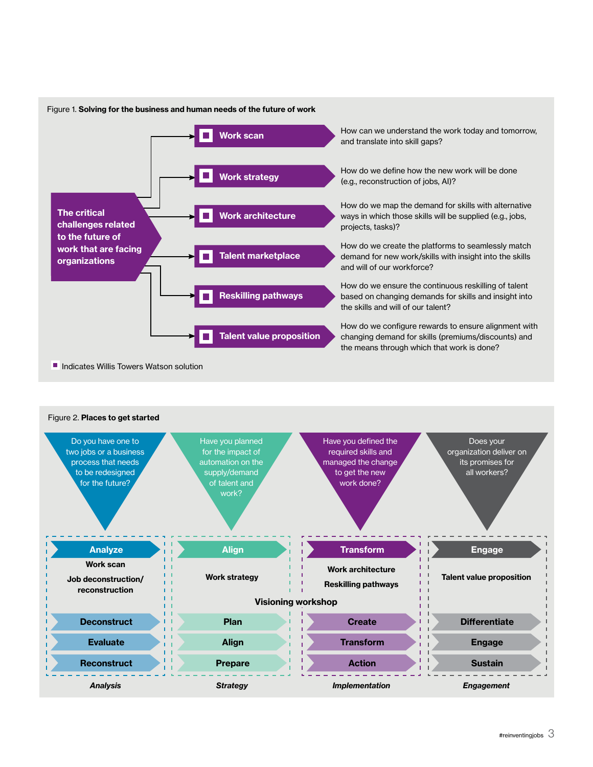Figure 1. **Solving for the business and human needs of the future of work**

**The critical challenges related to the future of work that are facing organizations**

| Solution | Question |
| --- | --- |
| ■ **Work scan** | How can we understand the work today and tomorrow, and translate into skill gaps? |
| ■ **Work strategy** | How do we define how the new work will be done (e.g., reconstruction of jobs, AI)? |
| ■ **Work architecture** | How do we map the demand for skills with alternative ways in which those skills will be supplied (e.g., jobs, projects, tasks)? |
| ■ **Talent marketplace** | How do we create the platforms to seamlessly match demand for new work/skills with insight into the skills and will of our workforce? |
| ■ **Reskilling pathways** | How do we ensure the continuous reskilling of talent based on changing demands for skills and insight into the skills and will of our talent? |
| ■ **Talent value proposition** | How do we configure rewards to ensure alignment with changing demand for skills (premiums/discounts) and the means through which that work is done? |

■ Indicates Willis Towers Watson solution

Figure 2. **Places to get started**

| Analysis | Strategy | Implementation | Engagement |
| --- | --- | --- | --- |
| Do you have one to two jobs or a business process that needs to be redesigned for the future? | Have you planned for the impact of automation on the supply/demand of talent and work? | Have you defined the required skills and managed the change to get the new work done? | Does your organization deliver on its promises for all workers? |
| **Analyze** | **Align** | **Transform** | **Engage** |
| **Work scan**<br>**Job deconstruction/ reconstruction** | **Work strategy** | **Work architecture**<br>**Reskilling pathways** | **Talent value proposition** |
| | **Visioning workshop** | **Visioning workshop** | |
| **Deconstruct** | **Plan** | **Create** | **Differentiate** |
| **Evaluate** | **Align** | **Transform** | **Engage** |
| **Reconstruct** | **Prepare** | **Action** | **Sustain** |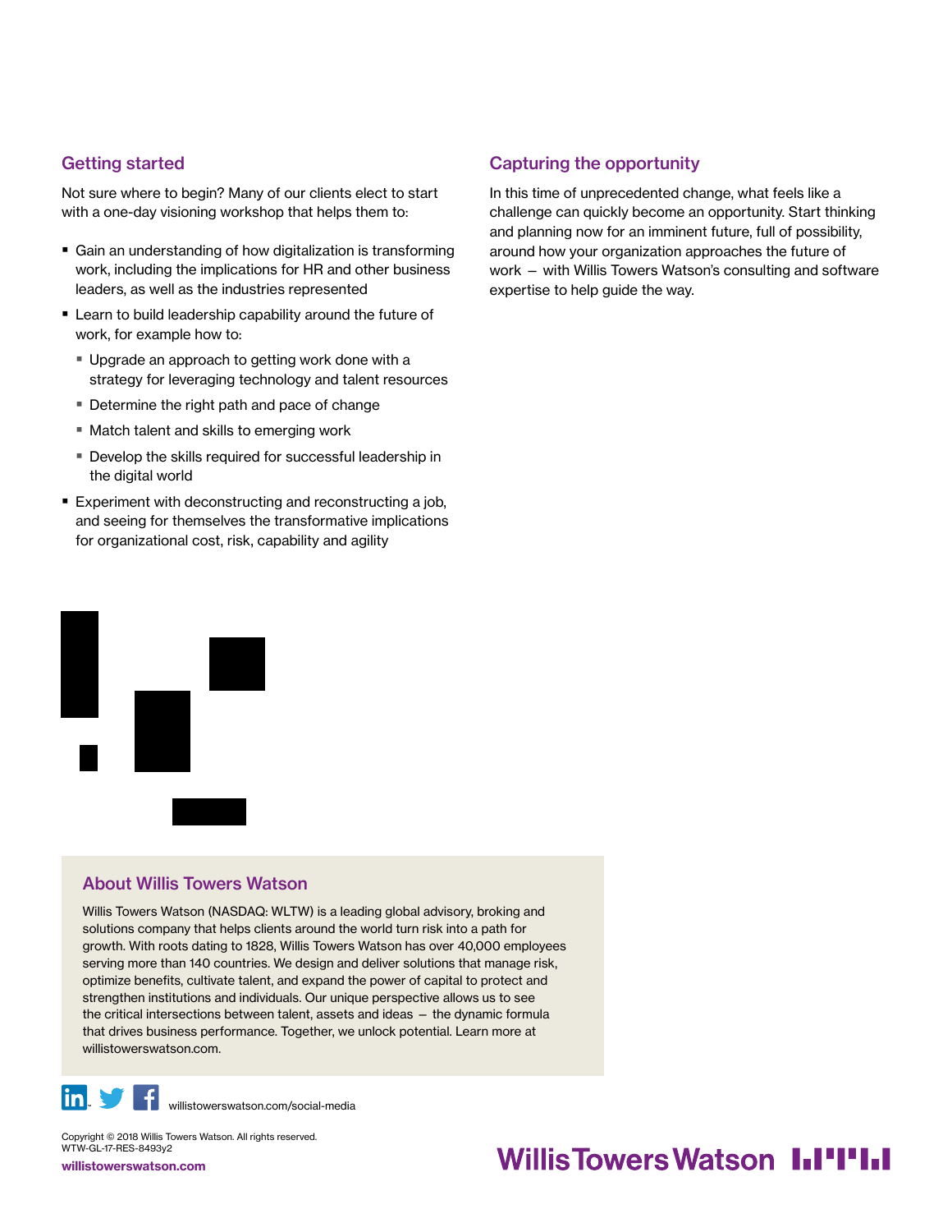## Getting started

Not sure where to begin? Many of our clients elect to start with a one-day visioning workshop that helps them to:

- Gain an understanding of how digitalization is transforming work, including the implications for HR and other business leaders, as well as the industries represented
- Learn to build leadership capability around the future of work, for example how to:
  - Upgrade an approach to getting work done with a strategy for leveraging technology and talent resources
  - Determine the right path and pace of change
  - Match talent and skills to emerging work
  - Develop the skills required for successful leadership in the digital world
- Experiment with deconstructing and reconstructing a job, and seeing for themselves the transformative implications for organizational cost, risk, capability and agility

## Capturing the opportunity

In this time of unprecedented change, what feels like a challenge can quickly become an opportunity. Start thinking and planning now for an imminent future, full of possibility, around how your organization approaches the future of work – with Willis Towers Watson's consulting and software expertise to help guide the way.

### About Willis Towers Watson

Willis Towers Watson (NASDAQ: WLTW) is a leading global advisory, broking and solutions company that helps clients around the world turn risk into a path for growth. With roots dating to 1828, Willis Towers Watson has over 40,000 employees serving more than 140 countries. We design and deliver solutions that manage risk, optimize benefits, cultivate talent, and expand the power of capital to protect and strengthen institutions and individuals. Our unique perspective allows us to see the critical intersections between talent, assets and ideas – the dynamic formula that drives business performance. Together, we unlock potential. Learn more at willistowerswatson.com.

willistowerswatson.com/social-media

Copyright © 2018 Willis Towers Watson. All rights reserved.
WTW-GL-17-RES-8493y2

**willistowerswatson.com**

Willis Towers Watson